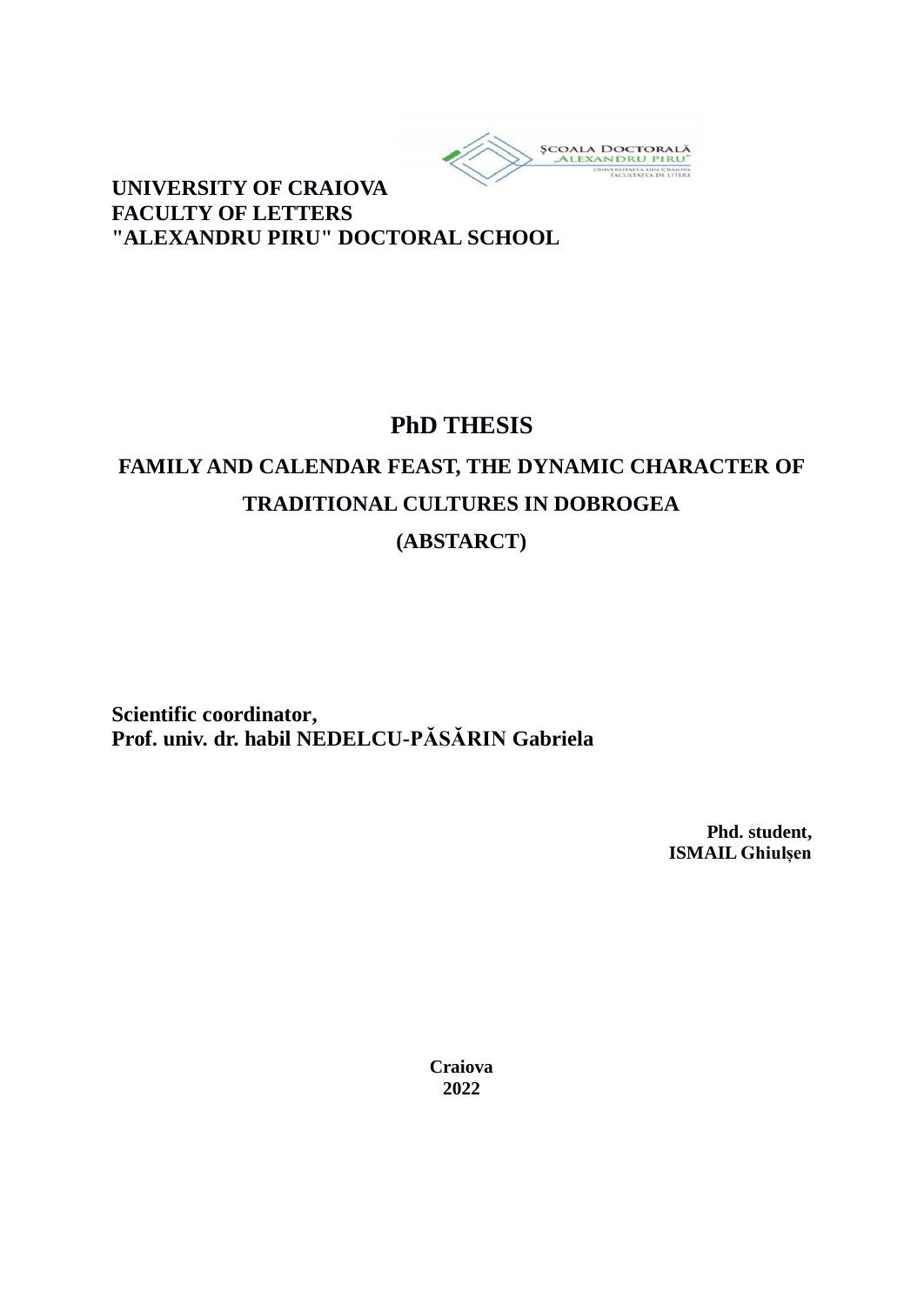**UNIVERSITY OF CRAIOVA**
**FACULTY OF LETTERS**
**"ALEXANDRU PIRU" DOCTORAL SCHOOL**

# PhD THESIS

## FAMILY AND CALENDAR FEAST, THE DYNAMIC CHARACTER OF TRADITIONAL CULTURES IN DOBROGEA

## (ABSTARCT)

**Scientific coordinator,**
**Prof. univ. dr. habil NEDELCU-PĂSĂRIN Gabriela**

**Phd. student,**
**ISMAIL Ghiulșen**

**Craiova**
**2022**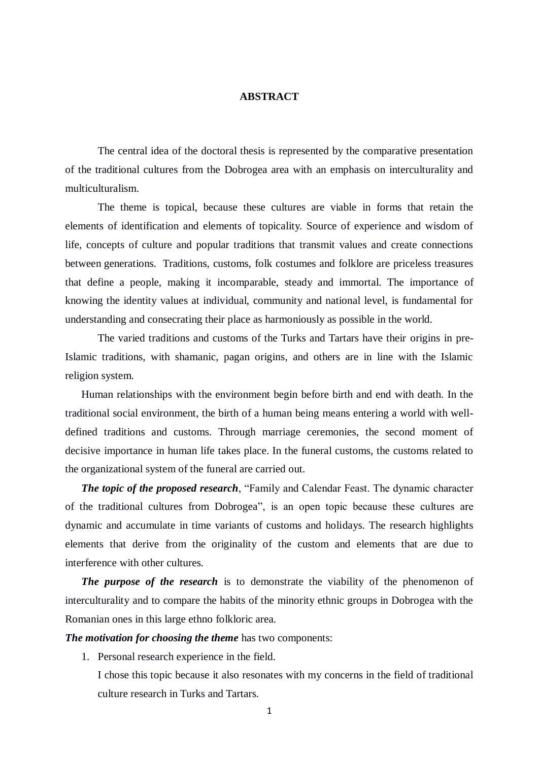# ABSTRACT

The central idea of the doctoral thesis is represented by the comparative presentation of the traditional cultures from the Dobrogea area with an emphasis on interculturality and multiculturalism.

The theme is topical, because these cultures are viable in forms that retain the elements of identification and elements of topicality. Source of experience and wisdom of life, concepts of culture and popular traditions that transmit values and create connections between generations. Traditions, customs, folk costumes and folklore are priceless treasures that define a people, making it incomparable, steady and immortal. The importance of knowing the identity values at individual, community and national level, is fundamental for understanding and consecrating their place as harmoniously as possible in the world.

The varied traditions and customs of the Turks and Tartars have their origins in pre-Islamic traditions, with shamanic, pagan origins, and others are in line with the Islamic religion system.

Human relationships with the environment begin before birth and end with death. In the traditional social environment, the birth of a human being means entering a world with well-defined traditions and customs. Through marriage ceremonies, the second moment of decisive importance in human life takes place. In the funeral customs, the customs related to the organizational system of the funeral are carried out.

***The topic of the proposed research***, "Family and Calendar Feast. The dynamic character of the traditional cultures from Dobrogea", is an open topic because these cultures are dynamic and accumulate in time variants of customs and holidays. The research highlights elements that derive from the originality of the custom and elements that are due to interference with other cultures.

***The purpose of the research*** is to demonstrate the viability of the phenomenon of interculturality and to compare the habits of the minority ethnic groups in Dobrogea with the Romanian ones in this large ethno folkloric area.

***The motivation for choosing the theme*** has two components:

1. Personal research experience in the field.
   I chose this topic because it also resonates with my concerns in the field of traditional culture research in Turks and Tartars.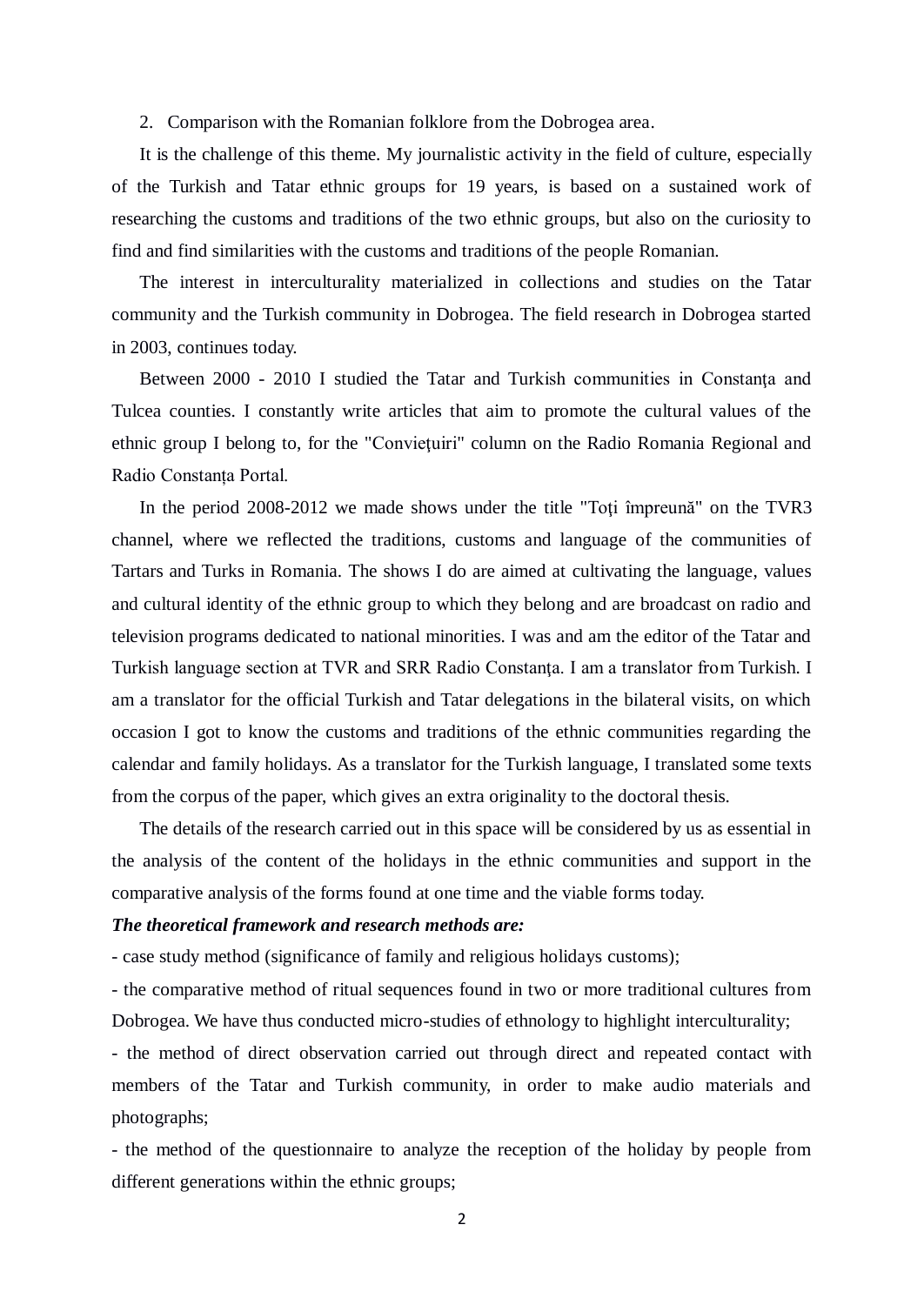2. Comparison with the Romanian folklore from the Dobrogea area.

It is the challenge of this theme. My journalistic activity in the field of culture, especially of the Turkish and Tatar ethnic groups for 19 years, is based on a sustained work of researching the customs and traditions of the two ethnic groups, but also on the curiosity to find and find similarities with the customs and traditions of the people Romanian.

The interest in interculturality materialized in collections and studies on the Tatar community and the Turkish community in Dobrogea. The field research in Dobrogea started in 2003, continues today.

Between 2000 - 2010 I studied the Tatar and Turkish communities in Constanţa and Tulcea counties. I constantly write articles that aim to promote the cultural values of the ethnic group I belong to, for the "Convieţuiri" column on the Radio Romania Regional and Radio Constanța Portal.

In the period 2008-2012 we made shows under the title "Toți împreună" on the TVR3 channel, where we reflected the traditions, customs and language of the communities of Tartars and Turks in Romania. The shows I do are aimed at cultivating the language, values and cultural identity of the ethnic group to which they belong and are broadcast on radio and television programs dedicated to national minorities. I was and am the editor of the Tatar and Turkish language section at TVR and SRR Radio Constanţa. I am a translator from Turkish. I am a translator for the official Turkish and Tatar delegations in the bilateral visits, on which occasion I got to know the customs and traditions of the ethnic communities regarding the calendar and family holidays. As a translator for the Turkish language, I translated some texts from the corpus of the paper, which gives an extra originality to the doctoral thesis.

The details of the research carried out in this space will be considered by us as essential in the analysis of the content of the holidays in the ethnic communities and support in the comparative analysis of the forms found at one time and the viable forms today.

***The theoretical framework and research methods are:***

- case study method (significance of family and religious holidays customs);
- the comparative method of ritual sequences found in two or more traditional cultures from Dobrogea. We have thus conducted micro-studies of ethnology to highlight interculturality;
- the method of direct observation carried out through direct and repeated contact with members of the Tatar and Turkish community, in order to make audio materials and photographs;
- the method of the questionnaire to analyze the reception of the holiday by people from different generations within the ethnic groups;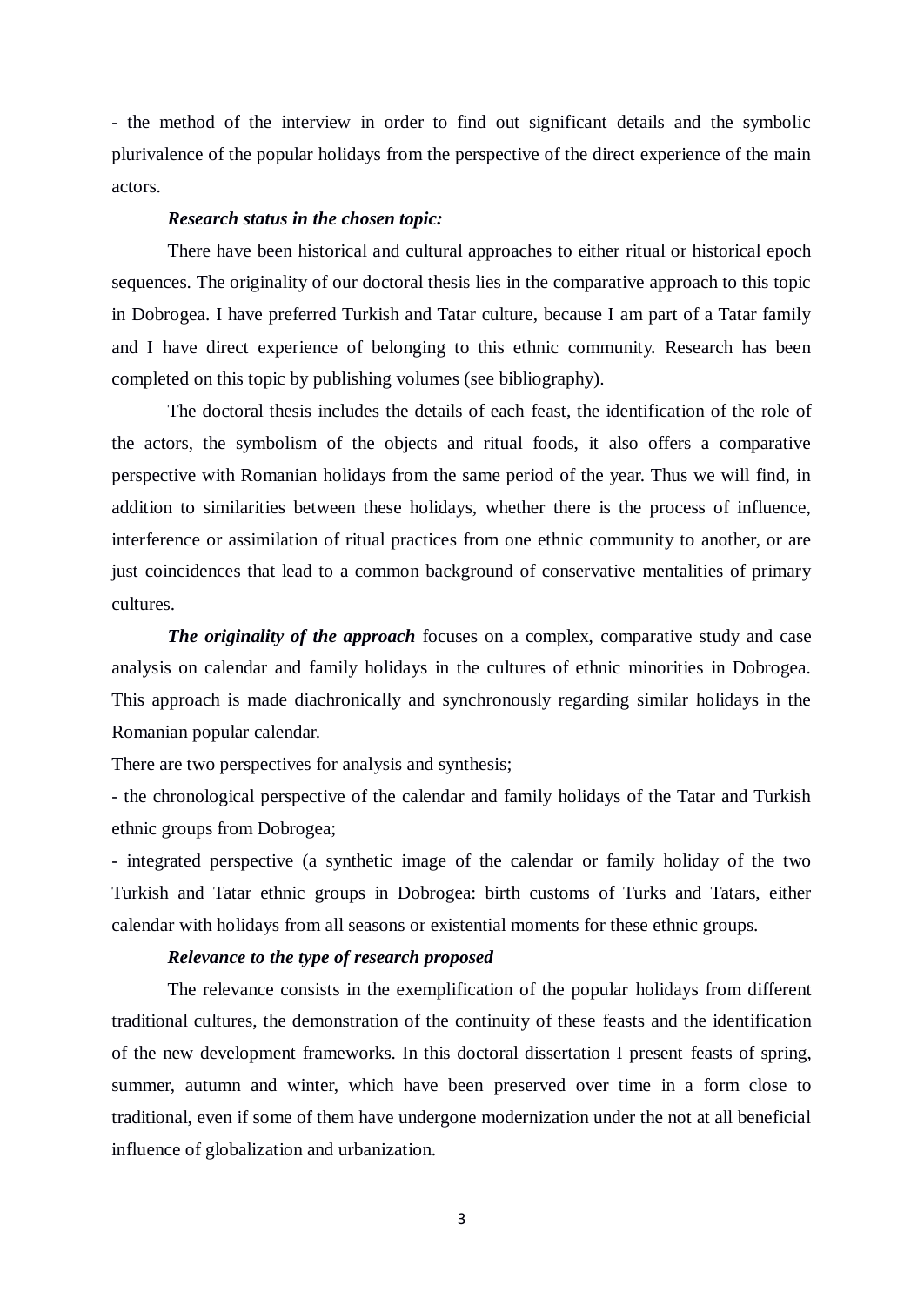- the method of the interview in order to find out significant details and the symbolic plurivalence of the popular holidays from the perspective of the direct experience of the main actors.

***Research status in the chosen topic:***

There have been historical and cultural approaches to either ritual or historical epoch sequences. The originality of our doctoral thesis lies in the comparative approach to this topic in Dobrogea. I have preferred Turkish and Tatar culture, because I am part of a Tatar family and I have direct experience of belonging to this ethnic community. Research has been completed on this topic by publishing volumes (see bibliography).

The doctoral thesis includes the details of each feast, the identification of the role of the actors, the symbolism of the objects and ritual foods, it also offers a comparative perspective with Romanian holidays from the same period of the year. Thus we will find, in addition to similarities between these holidays, whether there is the process of influence, interference or assimilation of ritual practices from one ethnic community to another, or are just coincidences that lead to a common background of conservative mentalities of primary cultures.

***The originality of the approach*** focuses on a complex, comparative study and case analysis on calendar and family holidays in the cultures of ethnic minorities in Dobrogea. This approach is made diachronically and synchronously regarding similar holidays in the Romanian popular calendar.

There are two perspectives for analysis and synthesis;

- the chronological perspective of the calendar and family holidays of the Tatar and Turkish ethnic groups from Dobrogea;
- integrated perspective (a synthetic image of the calendar or family holiday of the two Turkish and Tatar ethnic groups in Dobrogea: birth customs of Turks and Tatars, either calendar with holidays from all seasons or existential moments for these ethnic groups.

***Relevance to the type of research proposed***

The relevance consists in the exemplification of the popular holidays from different traditional cultures, the demonstration of the continuity of these feasts and the identification of the new development frameworks. In this doctoral dissertation I present feasts of spring, summer, autumn and winter, which have been preserved over time in a form close to traditional, even if some of them have undergone modernization under the not at all beneficial influence of globalization and urbanization.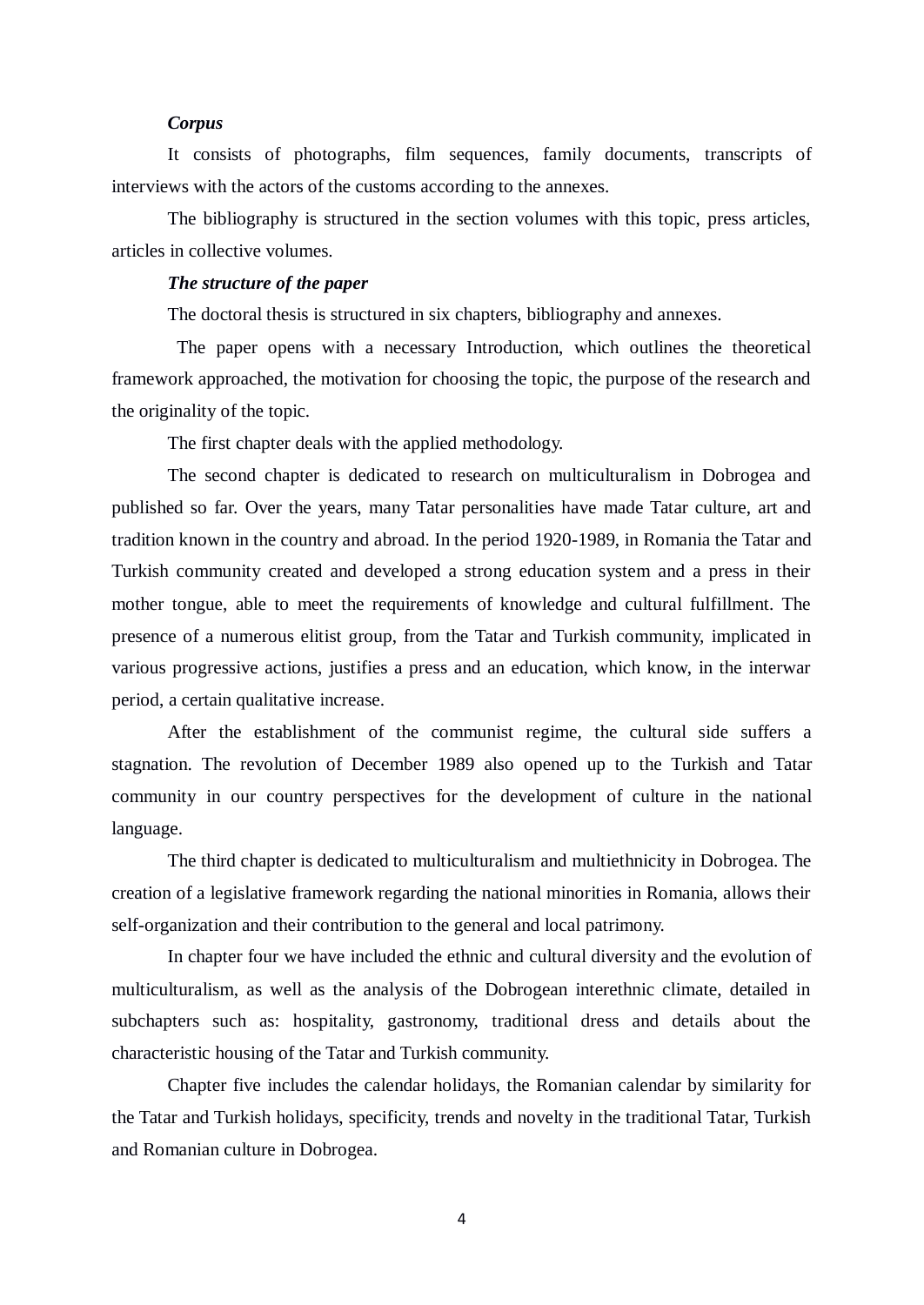***Corpus***

It consists of photographs, film sequences, family documents, transcripts of interviews with the actors of the customs according to the annexes.

The bibliography is structured in the section volumes with this topic, press articles, articles in collective volumes.

***The structure of the paper***

The doctoral thesis is structured in six chapters, bibliography and annexes.

The paper opens with a necessary Introduction, which outlines the theoretical framework approached, the motivation for choosing the topic, the purpose of the research and the originality of the topic.

The first chapter deals with the applied methodology.

The second chapter is dedicated to research on multiculturalism in Dobrogea and published so far. Over the years, many Tatar personalities have made Tatar culture, art and tradition known in the country and abroad. In the period 1920-1989, in Romania the Tatar and Turkish community created and developed a strong education system and a press in their mother tongue, able to meet the requirements of knowledge and cultural fulfillment. The presence of a numerous elitist group, from the Tatar and Turkish community, implicated in various progressive actions, justifies a press and an education, which know, in the interwar period, a certain qualitative increase.

After the establishment of the communist regime, the cultural side suffers a stagnation. The revolution of December 1989 also opened up to the Turkish and Tatar community in our country perspectives for the development of culture in the national language.

The third chapter is dedicated to multiculturalism and multiethnicity in Dobrogea. The creation of a legislative framework regarding the national minorities in Romania, allows their self-organization and their contribution to the general and local patrimony.

In chapter four we have included the ethnic and cultural diversity and the evolution of multiculturalism, as well as the analysis of the Dobrogean interethnic climate, detailed in subchapters such as: hospitality, gastronomy, traditional dress and details about the characteristic housing of the Tatar and Turkish community.

Chapter five includes the calendar holidays, the Romanian calendar by similarity for the Tatar and Turkish holidays, specificity, trends and novelty in the traditional Tatar, Turkish and Romanian culture in Dobrogea.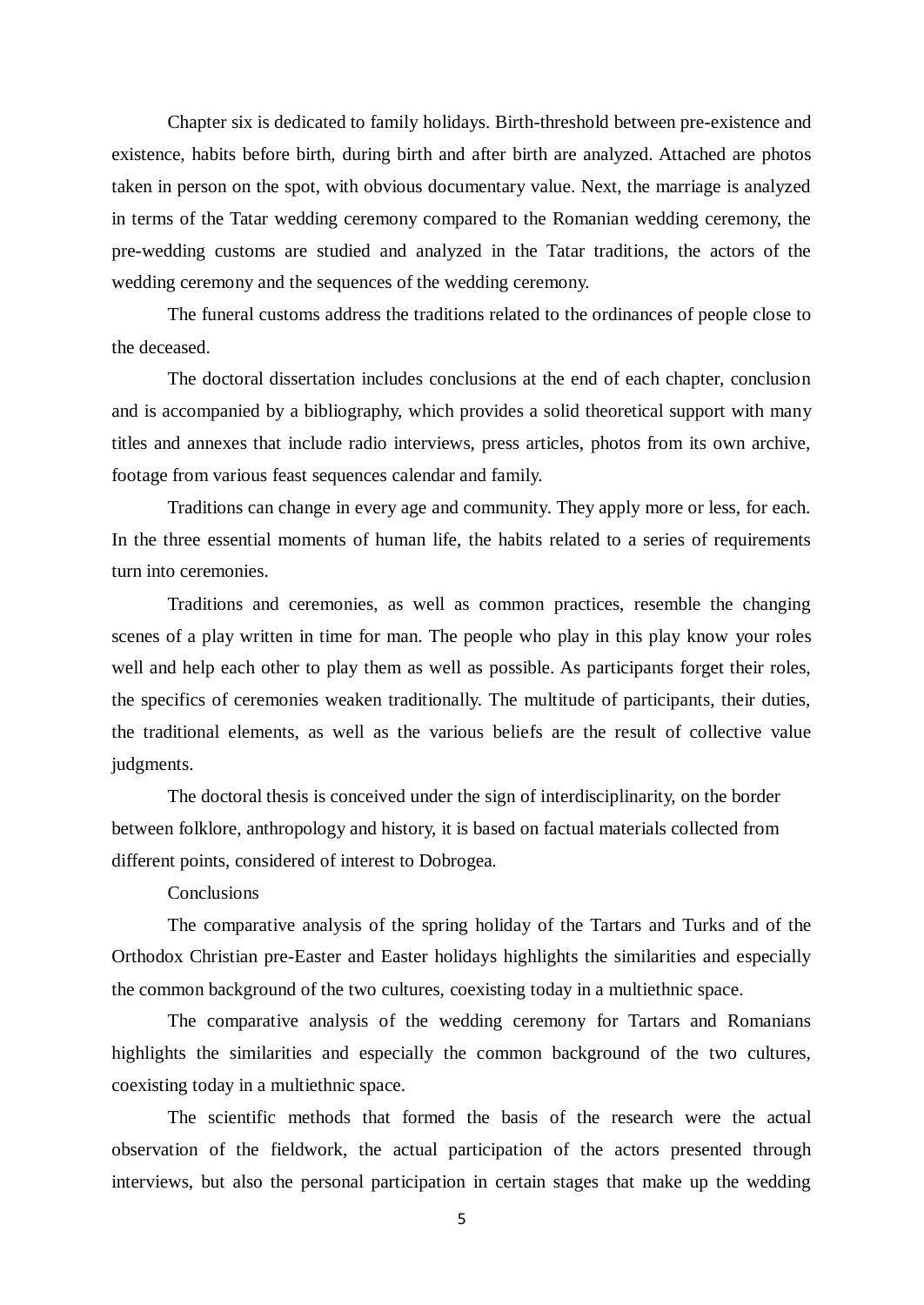Chapter six is dedicated to family holidays. Birth-threshold between pre-existence and existence, habits before birth, during birth and after birth are analyzed. Attached are photos taken in person on the spot, with obvious documentary value. Next, the marriage is analyzed in terms of the Tatar wedding ceremony compared to the Romanian wedding ceremony, the pre-wedding customs are studied and analyzed in the Tatar traditions, the actors of the wedding ceremony and the sequences of the wedding ceremony.

The funeral customs address the traditions related to the ordinances of people close to the deceased.

The doctoral dissertation includes conclusions at the end of each chapter, conclusion and is accompanied by a bibliography, which provides a solid theoretical support with many titles and annexes that include radio interviews, press articles, photos from its own archive, footage from various feast sequences calendar and family.

Traditions can change in every age and community. They apply more or less, for each. In the three essential moments of human life, the habits related to a series of requirements turn into ceremonies.

Traditions and ceremonies, as well as common practices, resemble the changing scenes of a play written in time for man. The people who play in this play know your roles well and help each other to play them as well as possible. As participants forget their roles, the specifics of ceremonies weaken traditionally. The multitude of participants, their duties, the traditional elements, as well as the various beliefs are the result of collective value judgments.

The doctoral thesis is conceived under the sign of interdisciplinarity, on the border between folklore, anthropology and history, it is based on factual materials collected from different points, considered of interest to Dobrogea.

Conclusions

The comparative analysis of the spring holiday of the Tartars and Turks and of the Orthodox Christian pre-Easter and Easter holidays highlights the similarities and especially the common background of the two cultures, coexisting today in a multiethnic space.

The comparative analysis of the wedding ceremony for Tartars and Romanians highlights the similarities and especially the common background of the two cultures, coexisting today in a multiethnic space.

The scientific methods that formed the basis of the research were the actual observation of the fieldwork, the actual participation of the actors presented through interviews, but also the personal participation in certain stages that make up the wedding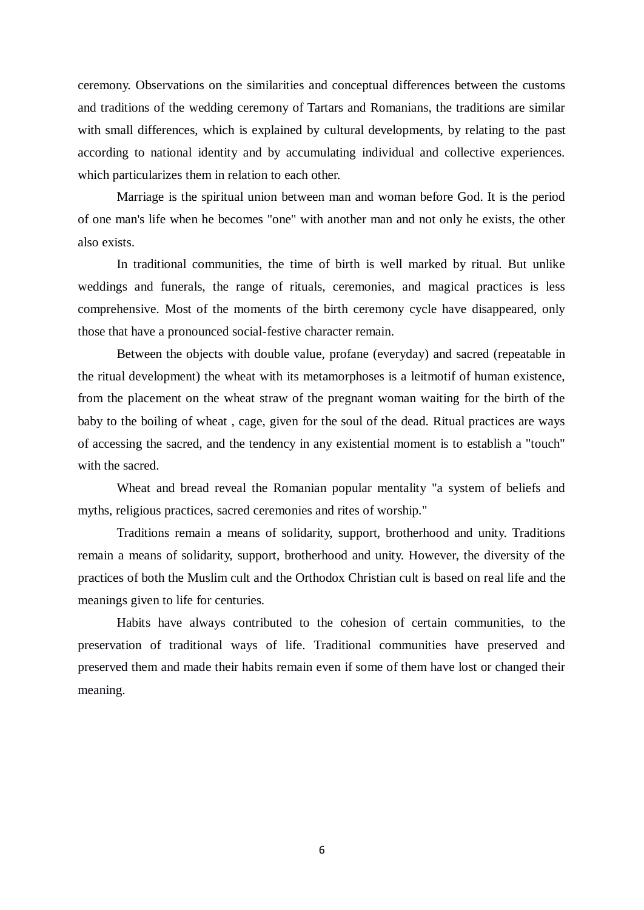ceremony. Observations on the similarities and conceptual differences between the customs and traditions of the wedding ceremony of Tartars and Romanians, the traditions are similar with small differences, which is explained by cultural developments, by relating to the past according to national identity and by accumulating individual and collective experiences. which particularizes them in relation to each other.

Marriage is the spiritual union between man and woman before God. It is the period of one man's life when he becomes "one" with another man and not only he exists, the other also exists.

In traditional communities, the time of birth is well marked by ritual. But unlike weddings and funerals, the range of rituals, ceremonies, and magical practices is less comprehensive. Most of the moments of the birth ceremony cycle have disappeared, only those that have a pronounced social-festive character remain.

Between the objects with double value, profane (everyday) and sacred (repeatable in the ritual development) the wheat with its metamorphoses is a leitmotif of human existence, from the placement on the wheat straw of the pregnant woman waiting for the birth of the baby to the boiling of wheat , cage, given for the soul of the dead. Ritual practices are ways of accessing the sacred, and the tendency in any existential moment is to establish a "touch" with the sacred.

Wheat and bread reveal the Romanian popular mentality "a system of beliefs and myths, religious practices, sacred ceremonies and rites of worship."

Traditions remain a means of solidarity, support, brotherhood and unity. Traditions remain a means of solidarity, support, brotherhood and unity. However, the diversity of the practices of both the Muslim cult and the Orthodox Christian cult is based on real life and the meanings given to life for centuries.

Habits have always contributed to the cohesion of certain communities, to the preservation of traditional ways of life. Traditional communities have preserved and preserved them and made their habits remain even if some of them have lost or changed their meaning.